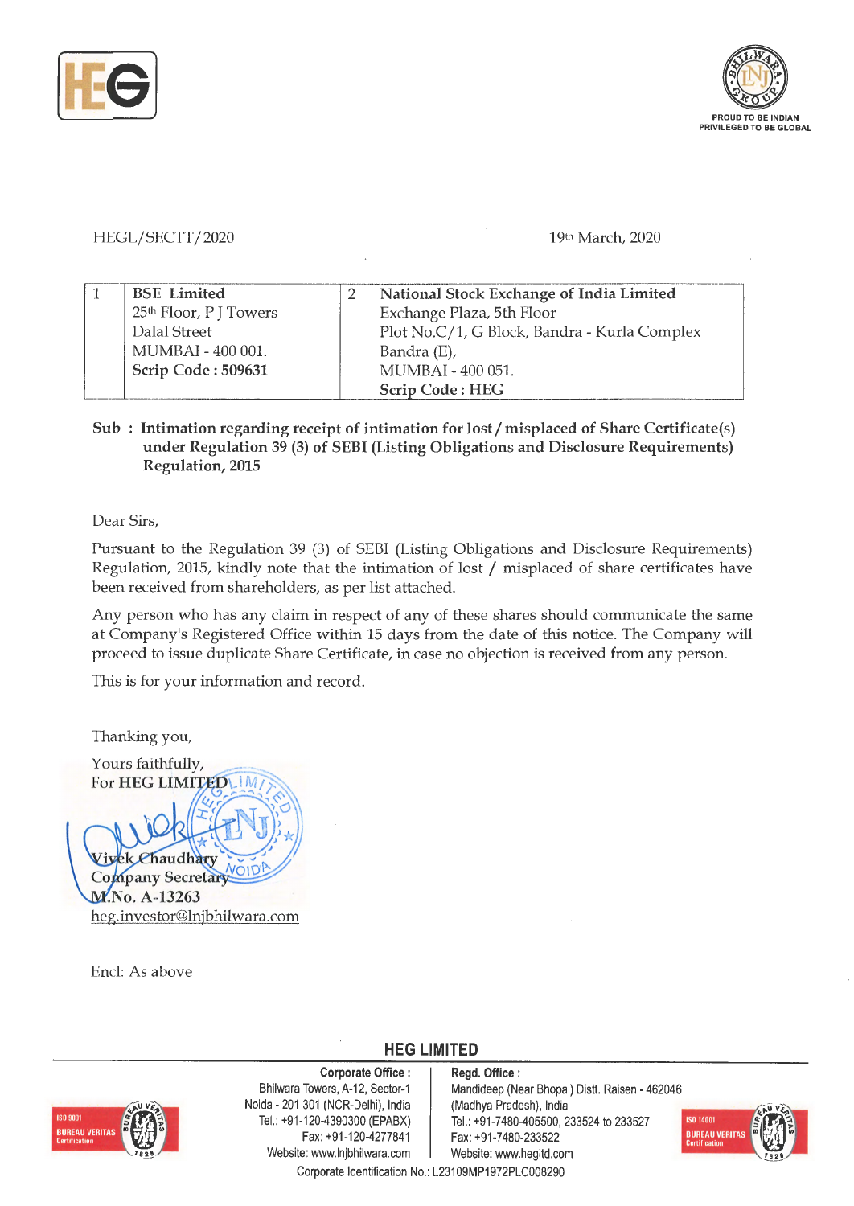HEGL/SECTT/2020 19th March, 2020

| 1 | **BSE Limited**<br>25th Floor, P J Towers<br>Dalal Street<br>MUMBAI - 400 001.<br>**Scrip Code : 509631** | 2 | **National Stock Exchange of India Limited**<br>Exchange Plaza, 5th Floor<br>Plot No.C/1, G Block, Bandra - Kurla Complex<br>Bandra (E),<br>MUMBAI - 400 051.<br>**Scrip Code : HEG** |
|---|---|---|---|

**Sub : Intimation regarding receipt of intimation for lost / misplaced of Share Certificate(s) under Regulation 39 (3) of SEBI (Listing Obligations and Disclosure Requirements) Regulation, 2015**

Dear Sirs,

Pursuant to the Regulation 39 (3) of SEBI (Listing Obligations and Disclosure Requirements) Regulation, 2015, kindly note that the intimation of lost / misplaced of share certificates have been received from shareholders, as per list attached.

Any person who has any claim in respect of any of these shares should communicate the same at Company's Registered Office within 15 days from the date of this notice. The Company will proceed to issue duplicate Share Certificate, in case no objection is received from any person.

This is for your information and record.

Thanking you,

Yours faithfully,
For **HEG LIMITED**

**Vivek Chaudhary**
**Company Secretary**
**M.No. A-13263**
heg.investor@lnjbhilwara.com

Encl: As above

**HEG LIMITED**

**Corporate Office :**
Bhilwara Towers, A-12, Sector-1
Noida - 201 301 (NCR-Delhi), India
Tel.: +91-120-4390300 (EPABX)
Fax: +91-120-4277841
Website: www.lnjbhilwara.com

**Regd. Office :**
Mandideep (Near Bhopal) Distt. Raisen - 462046
(Madhya Pradesh), India
Tel.: +91-7480-405500, 233524 to 233527
Fax: +91-7480-233522
Website: www.hegltd.com

Corporate Identification No.: L23109MP1972PLC008290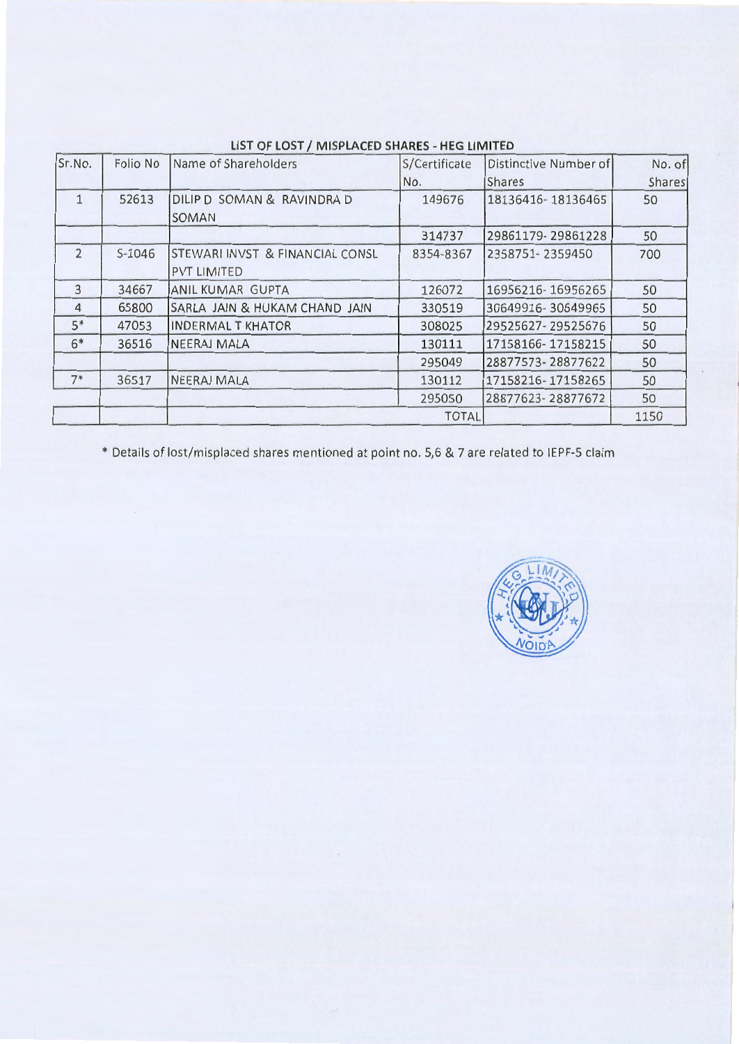**LIST OF LOST / MISPLACED SHARES - HEG LIMITED**

| Sr.No. | Folio No | Name of Shareholders | S/Certificate No. | Distinctive Number of Shares | No. of Shares |
|---|---|---|---|---|---|
| 1 | 52613 | DILIP D SOMAN & RAVINDRA D SOMAN | 149676 | 18136416- 18136465 | 50 |
| | | | 314737 | 29861179- 29861228 | 50 |
| 2 | S-1046 | STEWARI INVST & FINANCIAL CONSL PVT LIMITED | 8354-8367 | 2358751- 2359450 | 700 |
| 3 | 34667 | ANIL KUMAR GUPTA | 126072 | 16956216- 16956265 | 50 |
| 4 | 65800 | SARLA JAIN & HUKAM CHAND JAIN | 330519 | 30649916- 30649965 | 50 |
| 5* | 47053 | INDERMAL T KHATOR | 308025 | 29525627- 29525676 | 50 |
| 6* | 36516 | NEERAJ MALA | 130111 | 17158166- 17158215 | 50 |
| | | | 295049 | 28877573- 28877622 | 50 |
| 7* | 36517 | NEERAJ MALA | 130112 | 17158216- 17158265 | 50 |
| | | | 295050 | 28877623- 28877672 | 50 |
| | | | TOTAL | | 1150 |

* Details of lost/misplaced shares mentioned at point no. 5,6 & 7 are related to IEPF-5 claim